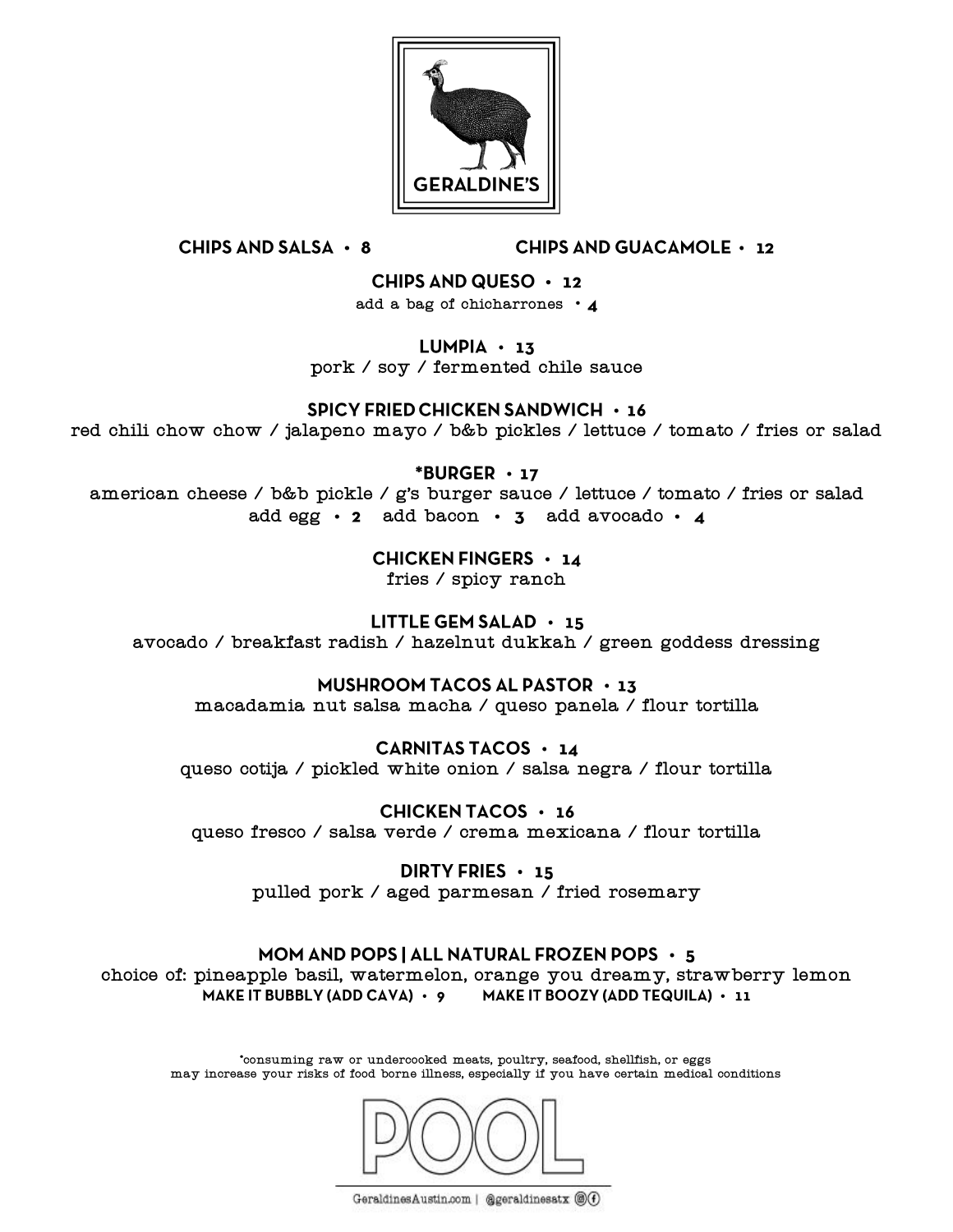# GERALDINE'S

**CHIPS AND SALSA • 8**

**CHIPS AND GUACAMOLE • 12**

**CHIPS AND QUESO • 12**
add a bag of chicharrones • 4

**LUMPIA • 13**
pork / soy / fermented chile sauce

**SPICY FRIED CHICKEN SANDWICH • 16**
red chili chow chow / jalapeno mayo / b&b pickles / lettuce / tomato / fries or salad

***BURGER • 17**
american cheese / b&b pickle / g's burger sauce / lettuce / tomato / fries or salad
add egg • 2 add bacon • 3 add avocado • 4

**CHICKEN FINGERS • 14**
fries / spicy ranch

**LITTLE GEM SALAD • 15**
avocado / breakfast radish / hazelnut dukkah / green goddess dressing

**MUSHROOM TACOS AL PASTOR • 13**
macadamia nut salsa macha / queso panela / flour tortilla

**CARNITAS TACOS • 14**
queso cotija / pickled white onion / salsa negra / flour tortilla

**CHICKEN TACOS • 16**
queso fresco / salsa verde / crema mexicana / flour tortilla

**DIRTY FRIES • 15**
pulled pork / aged parmesan / fried rosemary

**MOM AND POPS | ALL NATURAL FROZEN POPS • 5**
choice of: pineapple basil, watermelon, orange you dreamy, strawberry lemon
**MAKE IT BUBBLY (ADD CAVA) • 9** **MAKE IT BOOZY (ADD TEQUILA) • 11**

*consuming raw or undercooked meats, poultry, seafood, shellfish, or eggs may increase your risks of food borne illness, especially if you have certain medical conditions

POOL

GeraldinesAustin.com | @geraldinesatx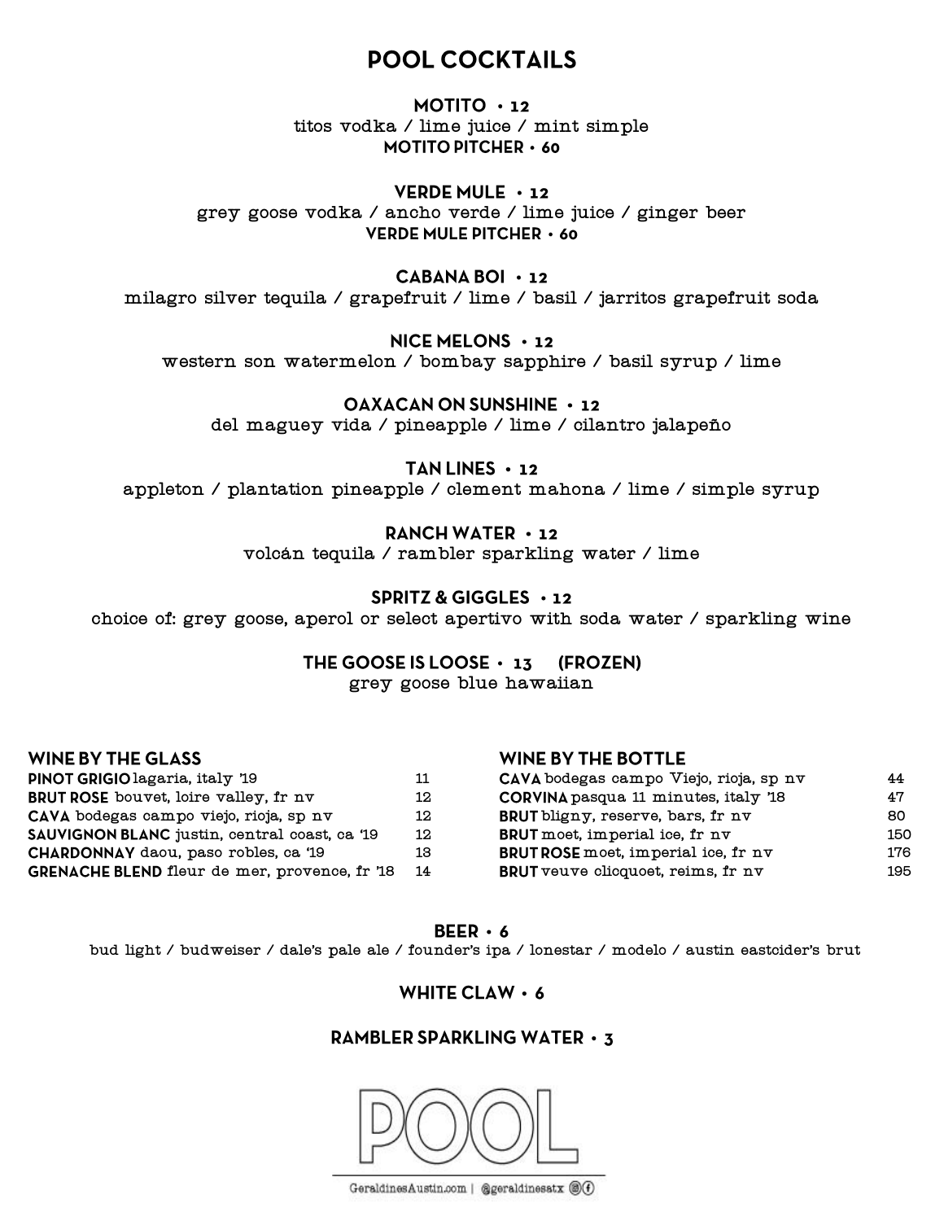# POOL COCKTAILS

**MOTITO • 12**
titos vodka / lime juice / mint simple
**MOTITO PITCHER • 60**

**VERDE MULE • 12**
grey goose vodka / ancho verde / lime juice / ginger beer
**VERDE MULE PITCHER • 60**

**CABANA BOI • 12**
milagro silver tequila / grapefruit / lime / basil / jarritos grapefruit soda

**NICE MELONS • 12**
western son watermelon / bombay sapphire / basil syrup / lime

**OAXACAN ON SUNSHINE • 12**
del maguey vida / pineapple / lime / cilantro jalapeño

**TAN LINES • 12**
appleton / plantation pineapple / clement mahona / lime / simple syrup

**RANCH WATER • 12**
volcán tequila / rambler sparkling water / lime

**SPRITZ & GIGGLES • 12**
choice of: grey goose, aperol or select apertivo with soda water / sparkling wine

**THE GOOSE IS LOOSE • 13 (FROZEN)**
grey goose blue hawaiian

## WINE BY THE GLASS

| | |
|---|---|
| **PINOT GRIGIO** lagaria, italy '19 | 11 |
| **BRUT ROSE** bouvet, loire valley, fr nv | 12 |
| **CAVA** bodegas campo viejo, rioja, sp nv | 12 |
| **SAUVIGNON BLANC** justin, central coast, ca '19 | 12 |
| **CHARDONNAY** daou, paso robles, ca '19 | 13 |
| **GRENACHE BLEND** fleur de mer, provence, fr '18 | 14 |

## WINE BY THE BOTTLE

| | |
|---|---|
| **CAVA** bodegas campo Viejo, rioja, sp nv | 44 |
| **CORVINA** pasqua 11 minutes, italy '18 | 47 |
| **BRUT** bligny, reserve, bars, fr nv | 80 |
| **BRUT** moet, imperial ice, fr nv | 150 |
| **BRUT ROSE** moet, imperial ice, fr nv | 176 |
| **BRUT** veuve clicquoet, reims, fr nv | 195 |

**BEER • 6**
bud light / budweiser / dale's pale ale / founder's ipa / lonestar / modelo / austin eastcider's brut

**WHITE CLAW • 6**

**RAMBLER SPARKLING WATER • 3**

POOL

GeraldinesAustin.com | @geraldinesatx